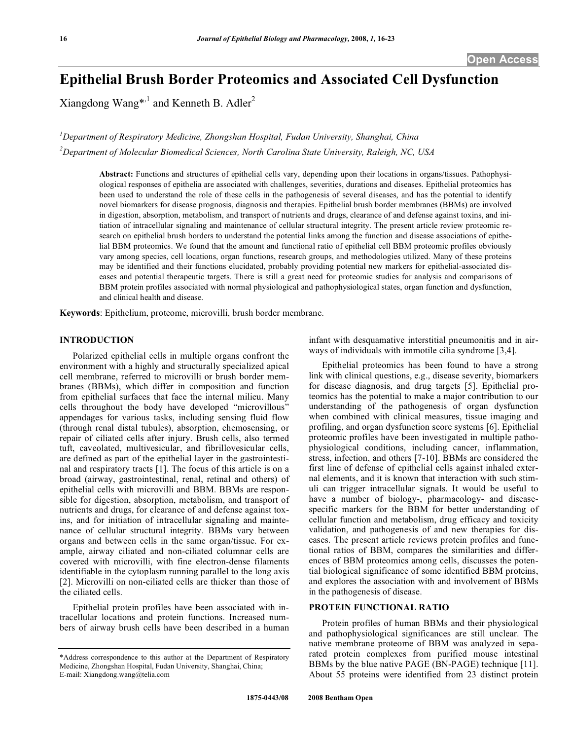Open Access

# Epithelial Brush Border Proteomics and Associated Cell Dysfunction

Xiangdong Wang*[,1] and Kenneth B. Adler[2]

[1]Department of Respiratory Medicine, Zhongshan Hospital, Fudan University, Shanghai, China

[2]Department of Molecular Biomedical Sciences, North Carolina State University, Raleigh, NC, USA

**Abstract:** Functions and structures of epithelial cells vary, depending upon their locations in organs/tissues. Pathophysiological responses of epithelia are associated with challenges, severities, durations and diseases. Epithelial proteomics has been used to understand the role of these cells in the pathogenesis of several diseases, and has the potential to identify novel biomarkers for disease prognosis, diagnosis and therapies. Epithelial brush border membranes (BBMs) are involved in digestion, absorption, metabolism, and transport of nutrients and drugs, clearance of and defense against toxins, and initiation of intracellular signaling and maintenance of cellular structural integrity. The present article review proteomic research on epithelial brush borders to understand the potential links among the function and disease associations of epithelial BBM proteomics. We found that the amount and functional ratio of epithelial cell BBM proteomic profiles obviously vary among species, cell locations, organ functions, research groups, and methodologies utilized. Many of these proteins may be identified and their functions elucidated, probably providing potential new markers for epithelial-associated diseases and potential therapeutic targets. There is still a great need for proteomic studies for analysis and comparisons of BBM protein profiles associated with normal physiological and pathophysiological states, organ function and dysfunction, and clinical health and disease.

**Keywords**: Epithelium, proteome, microvilli, brush border membrane.

## INTRODUCTION

Polarized epithelial cells in multiple organs confront the environment with a highly and structurally specialized apical cell membrane, referred to microvilli or brush border membranes (BBMs), which differ in composition and function from epithelial surfaces that face the internal milieu. Many cells throughout the body have developed "microvillous" appendages for various tasks, including sensing fluid flow (through renal distal tubules), absorption, chemosensing, or repair of ciliated cells after injury. Brush cells, also termed tuft, caveolated, multivesicular, and fibrillovesicular cells, are defined as part of the epithelial layer in the gastrointestinal and respiratory tracts [1]. The focus of this article is on a broad (airway, gastrointestinal, renal, retinal and others) of epithelial cells with microvilli and BBM. BBMs are responsible for digestion, absorption, metabolism, and transport of nutrients and drugs, for clearance of and defense against toxins, and for initiation of intracellular signaling and maintenance of cellular structural integrity. BBMs vary between organs and between cells in the same organ/tissue. For example, airway ciliated and non-ciliated columnar cells are covered with microvilli, with fine electron-dense filaments identifiable in the cytoplasm running parallel to the long axis [2]. Microvilli on non-ciliated cells are thicker than those of the ciliated cells.

Epithelial protein profiles have been associated with intracellular locations and protein functions. Increased numbers of airway brush cells have been described in a human infant with desquamative interstitial pneumonitis and in airways of individuals with immotile cilia syndrome [3,4].

Epithelial proteomics has been found to have a strong link with clinical questions, e.g., disease severity, biomarkers for disease diagnosis, and drug targets [5]. Epithelial proteomics has the potential to make a major contribution to our understanding of the pathogenesis of organ dysfunction when combined with clinical measures, tissue imaging and profiling, and organ dysfunction score systems [6]. Epithelial proteomic profiles have been investigated in multiple pathophysiological conditions, including cancer, inflammation, stress, infection, and others [7-10]. BBMs are considered the first line of defense of epithelial cells against inhaled external elements, and it is known that interaction with such stimuli can trigger intracellular signals. It would be useful to have a number of biology-, pharmacology- and disease-specific markers for the BBM for better understanding of cellular function and metabolism, drug efficacy and toxicity validation, and pathogenesis of and new therapies for diseases. The present article reviews protein profiles and functional ratios of BBM, compares the similarities and differences of BBM proteomics among cells, discusses the potential biological significance of some identified BBM proteins, and explores the association with and involvement of BBMs in the pathogenesis of disease.

## PROTEIN FUNCTIONAL RATIO

Protein profiles of human BBMs and their physiological and pathophysiological significances are still unclear. The native membrane proteome of BBM was analyzed in separated protein complexes from purified mouse intestinal BBMs by the blue native PAGE (BN-PAGE) technique [11]. About 55 proteins were identified from 23 distinct protein

*Address correspondence to this author at the Department of Respiratory Medicine, Zhongshan Hospital, Fudan University, Shanghai, China; E-mail: Xiangdong.wang@telia.com

1875-0443/08 2008 Bentham Open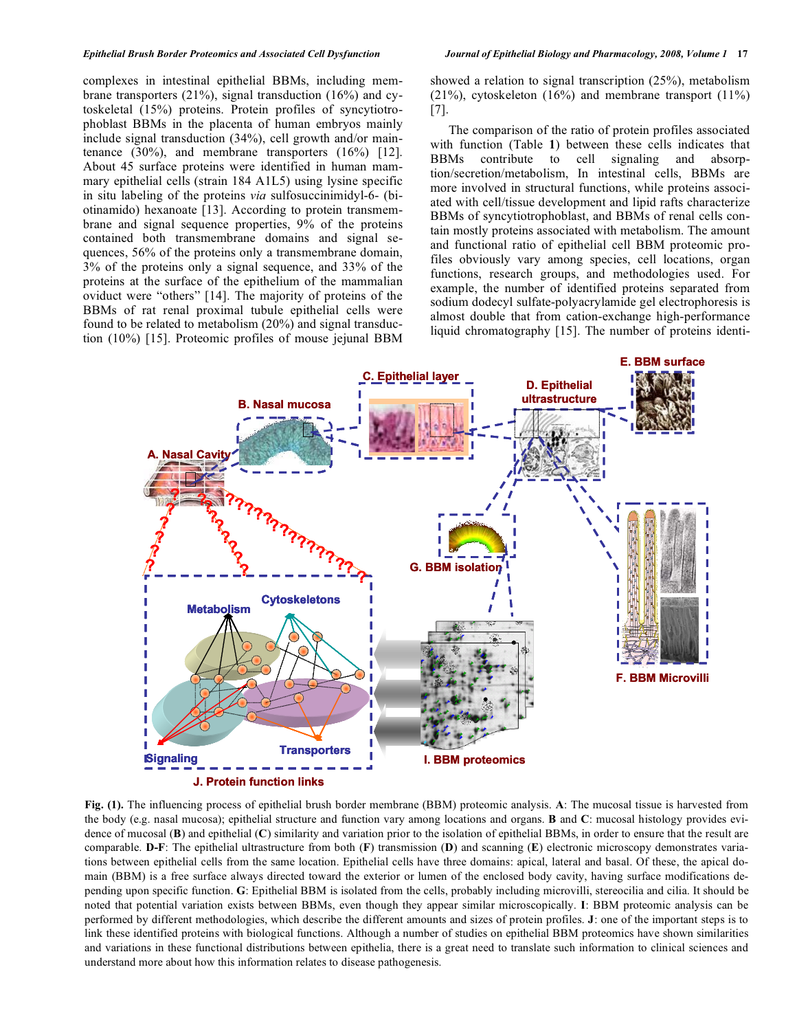complexes in intestinal epithelial BBMs, including membrane transporters (21%), signal transduction (16%) and cytoskeletal (15%) proteins. Protein profiles of syncytiotrophoblast BBMs in the placenta of human embryos mainly include signal transduction (34%), cell growth and/or maintenance (30%), and membrane transporters (16%) [12]. About 45 surface proteins were identified in human mammary epithelial cells (strain 184 A1L5) using lysine specific in situ labeling of the proteins *via* sulfosuccinimidyl-6- (biotinamido) hexanoate [13]. According to protein transmembrane and signal sequence properties, 9% of the proteins contained both transmembrane domains and signal sequences, 56% of the proteins only a transmembrane domain, 3% of the proteins only a signal sequence, and 33% of the proteins at the surface of the epithelium of the mammalian oviduct were "others" [14]. The majority of proteins of the BBMs of rat renal proximal tubule epithelial cells were found to be related to metabolism (20%) and signal transduction (10%) [15]. Proteomic profiles of mouse jejunal BBM showed a relation to signal transcription (25%), metabolism (21%), cytoskeleton (16%) and membrane transport (11%) [7].

The comparison of the ratio of protein profiles associated with function (Table **1**) between these cells indicates that BBMs contribute to cell signaling and absorption/secretion/metabolism, In intestinal cells, BBMs are more involved in structural functions, while proteins associated with cell/tissue development and lipid rafts characterize BBMs of syncytiotrophoblast, and BBMs of renal cells contain mostly proteins associated with metabolism. The amount and functional ratio of epithelial cell BBM proteomic profiles obviously vary among species, cell locations, organ functions, research groups, and methodologies used. For example, the number of identified proteins separated from sodium dodecyl sulfate-polyacrylamide gel electrophoresis is almost double that from cation-exchange high-performance liquid chromatography [15]. The number of proteins identi-

**Fig. (1).** The influencing process of epithelial brush border membrane (BBM) proteomic analysis. **A**: The mucosal tissue is harvested from the body (e.g. nasal mucosa); epithelial structure and function vary among locations and organs. **B** and **C**: mucosal histology provides evidence of mucosal (**B**) and epithelial (**C**) similarity and variation prior to the isolation of epithelial BBMs, in order to ensure that the result are comparable. **D-F**: The epithelial ultrastructure from both (**F**) transmission (**D**) and scanning (**E**) electronic microscopy demonstrates variations between epithelial cells from the same location. Epithelial cells have three domains: apical, lateral and basal. Of these, the apical domain (BBM) is a free surface always directed toward the exterior or lumen of the enclosed body cavity, having surface modifications depending upon specific function. **G**: Epithelial BBM is isolated from the cells, probably including microvilli, stereocilia and cilia. It should be noted that potential variation exists between BBMs, even though they appear similar microscopically. **I**: BBM proteomic analysis can be performed by different methodologies, which describe the different amounts and sizes of protein profiles. **J**: one of the important steps is to link these identified proteins with biological functions. Although a number of studies on epithelial BBM proteomics have shown similarities and variations in these functional distributions between epithelia, there is a great need to translate such information to clinical sciences and understand more about how this information relates to disease pathogenesis.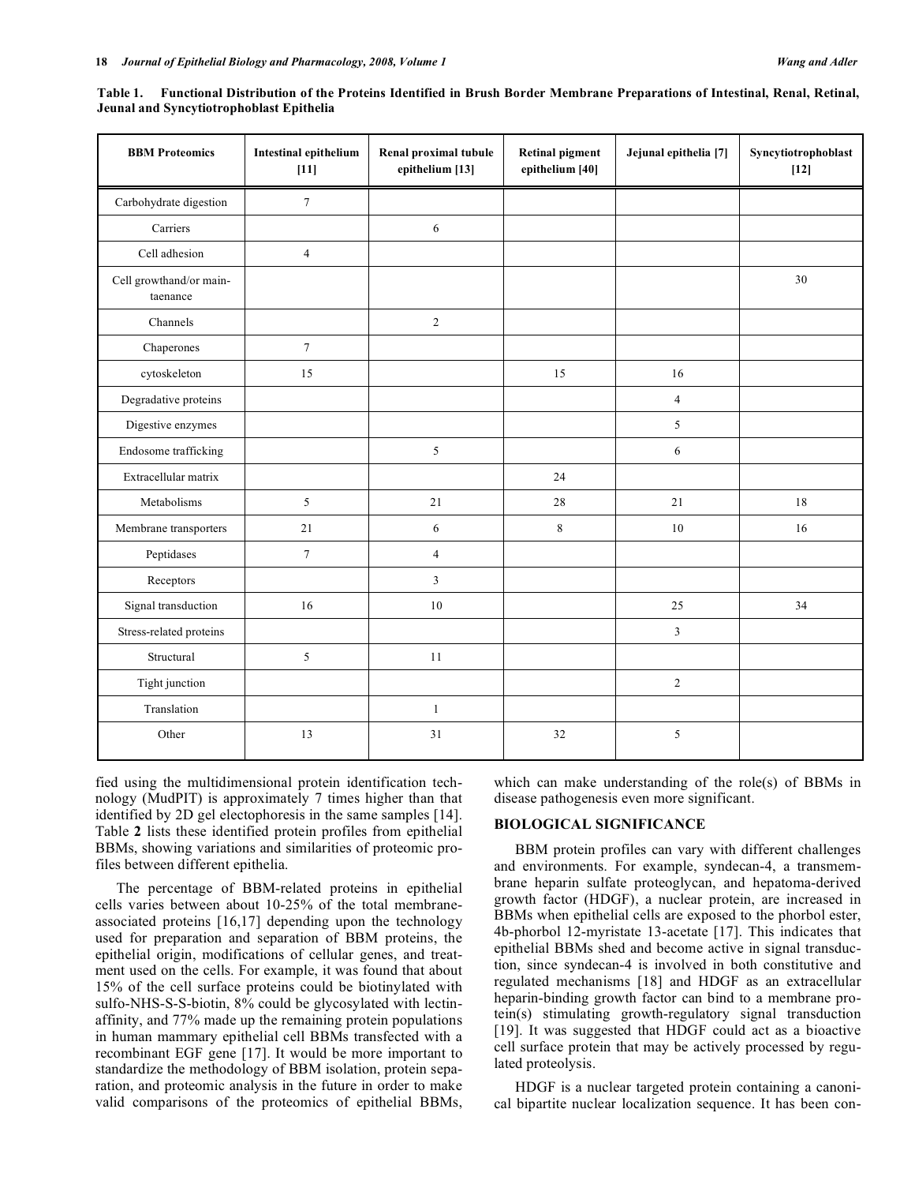**Table 1. Functional Distribution of the Proteins Identified in Brush Border Membrane Preparations of Intestinal, Renal, Retinal, Jeunal and Syncytiotrophoblast Epithelia**

| BBM Proteomics | Intestinal epithelium [11] | Renal proximal tubule epithelium [13] | Retinal pigment epithelium [40] | Jejunal epithelia [7] | Syncytiotrophoblast [12] |
|---|---|---|---|---|---|
| Carbohydrate digestion | 7 | | | | |
| Carriers | | 6 | | | |
| Cell adhesion | 4 | | | | |
| Cell growthand/or maintaenance | | | | | 30 |
| Channels | | 2 | | | |
| Chaperones | 7 | | | | |
| cytoskeleton | 15 | | 15 | 16 | |
| Degradative proteins | | | | 4 | |
| Digestive enzymes | | | | 5 | |
| Endosome trafficking | | 5 | | 6 | |
| Extracellular matrix | | | 24 | | |
| Metabolisms | 5 | 21 | 28 | 21 | 18 |
| Membrane transporters | 21 | 6 | 8 | 10 | 16 |
| Peptidases | 7 | 4 | | | |
| Receptors | | 3 | | | |
| Signal transduction | 16 | 10 | | 25 | 34 |
| Stress-related proteins | | | | 3 | |
| Structural | 5 | 11 | | | |
| Tight junction | | | | 2 | |
| Translation | | 1 | | | |
| Other | 13 | 31 | 32 | 5 | |

fied using the multidimensional protein identification technology (MudPIT) is approximately 7 times higher than that identified by 2D gel electophoresis in the same samples [14]. Table **2** lists these identified protein profiles from epithelial BBMs, showing variations and similarities of proteomic profiles between different epithelia.

The percentage of BBM-related proteins in epithelial cells varies between about 10-25% of the total membrane-associated proteins [16,17] depending upon the technology used for preparation and separation of BBM proteins, the epithelial origin, modifications of cellular genes, and treatment used on the cells. For example, it was found that about 15% of the cell surface proteins could be biotinylated with sulfo-NHS-S-S-biotin, 8% could be glycosylated with lectin-affinity, and 77% made up the remaining protein populations in human mammary epithelial cell BBMs transfected with a recombinant EGF gene [17]. It would be more important to standardize the methodology of BBM isolation, protein separation, and proteomic analysis in the future in order to make valid comparisons of the proteomics of epithelial BBMs, which can make understanding of the role(s) of BBMs in disease pathogenesis even more significant.

## BIOLOGICAL SIGNIFICANCE

BBM protein profiles can vary with different challenges and environments. For example, syndecan-4, a transmembrane heparin sulfate proteoglycan, and hepatoma-derived growth factor (HDGF), a nuclear protein, are increased in BBMs when epithelial cells are exposed to the phorbol ester, 4b-phorbol 12-myristate 13-acetate [17]. This indicates that epithelial BBMs shed and become active in signal transduction, since syndecan-4 is involved in both constitutive and regulated mechanisms [18] and HDGF as an extracellular heparin-binding growth factor can bind to a membrane protein(s) stimulating growth-regulatory signal transduction [19]. It was suggested that HDGF could act as a bioactive cell surface protein that may be actively processed by regulated proteolysis.

HDGF is a nuclear targeted protein containing a canonical bipartite nuclear localization sequence. It has been con-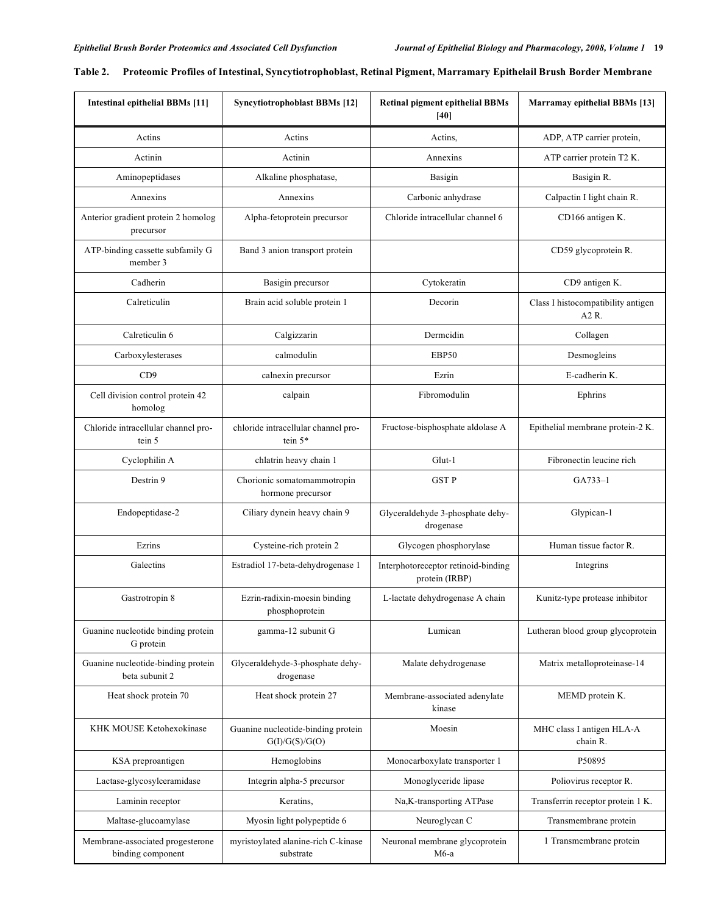**Table 2. Proteomic Profiles of Intestinal, Syncytiotrophoblast, Retinal Pigment, Marramary Epithelail Brush Border Membrane**

| Intestinal epithelial BBMs [11] | Syncytiotrophoblast BBMs [12] | Retinal pigment epithelial BBMs [40] | Marramay epithelial BBMs [13] |
|---|---|---|---|
| Actins | Actins | Actins, | ADP, ATP carrier protein, |
| Actinin | Actinin | Annexins | ATP carrier protein T2 K. |
| Aminopeptidases | Alkaline phosphatase, | Basigin | Basigin R. |
| Annexins | Annexins | Carbonic anhydrase | Calpactin I light chain R. |
| Anterior gradient protein 2 homolog precursor | Alpha-fetoprotein precursor | Chloride intracellular channel 6 | CD166 antigen K. |
| ATP-binding cassette subfamily G member 3 | Band 3 anion transport protein | | CD59 glycoprotein R. |
| Cadherin | Basigin precursor | Cytokeratin | CD9 antigen K. |
| Calreticulin | Brain acid soluble protein 1 | Decorin | Class I histocompatibility antigen A2 R. |
| Calreticulin 6 | Calgizzarin | Dermcidin | Collagen |
| Carboxylesterases | calmodulin | EBP50 | Desmogleins |
| CD9 | calnexin precursor | Ezrin | E-cadherin K. |
| Cell division control protein 42 homolog | calpain | Fibromodulin | Ephrins |
| Chloride intracellular channel protein 5 | chloride intracellular channel protein 5* | Fructose-bisphosphate aldolase A | Epithelial membrane protein-2 K. |
| Cyclophilin A | chlatrin heavy chain 1 | Glut-1 | Fibronectin leucine rich |
| Destrin 9 | Chorionic somatomammotropin hormone precursor | GST P | GA733–1 |
| Endopeptidase-2 | Ciliary dynein heavy chain 9 | Glyceraldehyde 3-phosphate dehydrogenase | Glypican-1 |
| Ezrins | Cysteine-rich protein 2 | Glycogen phosphorylase | Human tissue factor R. |
| Galectins | Estradiol 17-beta-dehydrogenase 1 | Interphotoreceptor retinoid-binding protein (IRBP) | Integrins |
| Gastrotropin 8 | Ezrin-radixin-moesin binding phosphoprotein | L-lactate dehydrogenase A chain | Kunitz-type protease inhibitor |
| Guanine nucleotide binding protein G protein | gamma-12 subunit G | Lumican | Lutheran blood group glycoprotein |
| Guanine nucleotide-binding protein beta subunit 2 | Glyceraldehyde-3-phosphate dehydrogenase | Malate dehydrogenase | Matrix metalloproteinase-14 |
| Heat shock protein 70 | Heat shock protein 27 | Membrane-associated adenylate kinase | MEMD protein K. |
| KHK MOUSE Ketohexokinase | Guanine nucleotide-binding protein G(I)/G(S)/G(O) | Moesin | MHC class I antigen HLA-A chain R. |
| KSA preproantigen | Hemoglobins | Monocarboxylate transporter 1 | P50895 |
| Lactase-glycosylceramidase | Integrin alpha-5 precursor | Monoglyceride lipase | Poliovirus receptor R. |
| Laminin receptor | Keratins, | Na,K-transporting ATPase | Transferrin receptor protein 1 K. |
| Maltase-glucoamylase | Myosin light polypeptide 6 | Neuroglycan C | Transmembrane protein |
| Membrane-associated progesterone binding component | myristoylated alanine-rich C-kinase substrate | Neuronal membrane glycoprotein M6-a | 1 Transmembrane protein |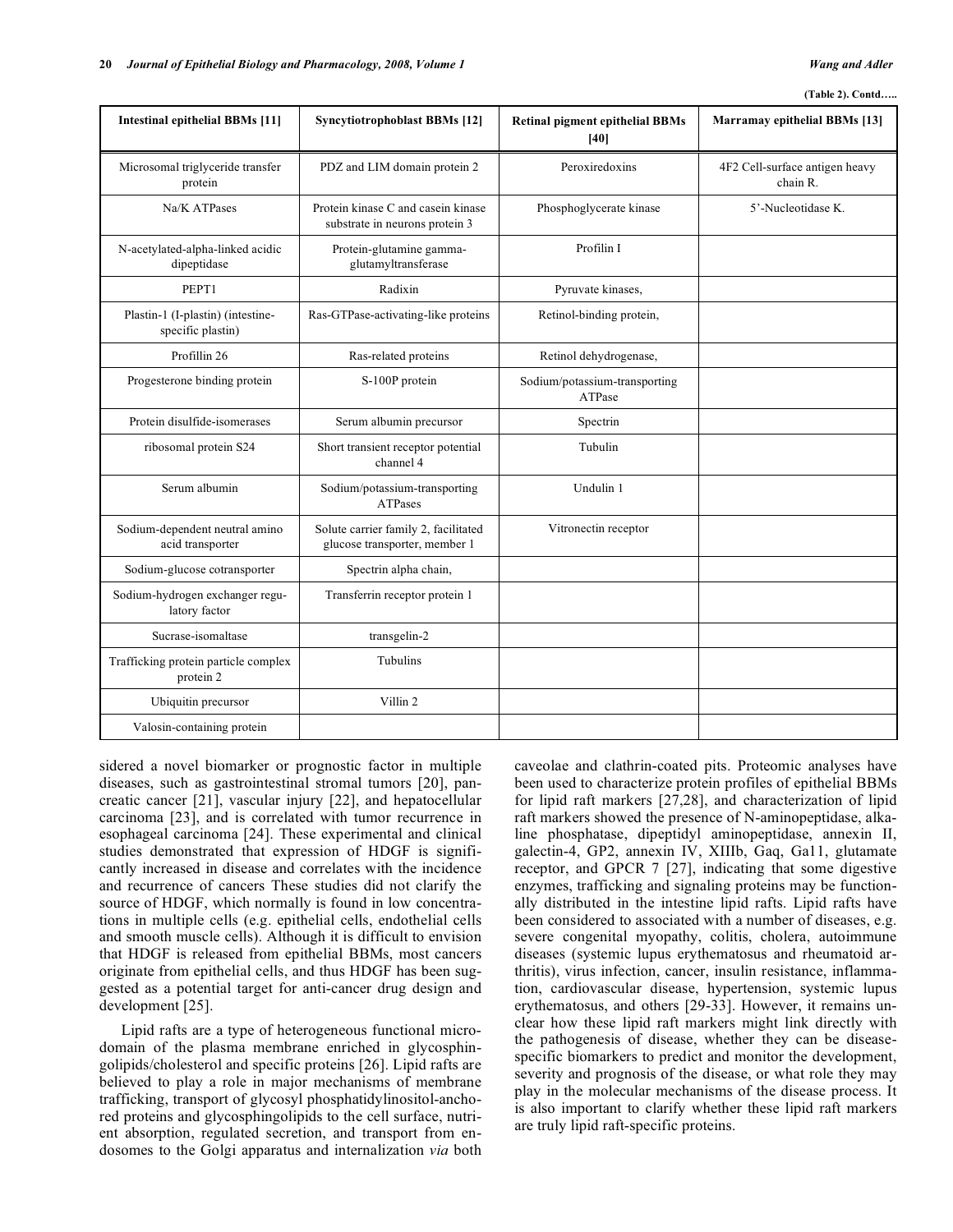(Table 2). Contd…..

| Intestinal epithelial BBMs [11] | Syncytiotrophoblast BBMs [12] | Retinal pigment epithelial BBMs [40] | Marramay epithelial BBMs [13] |
|---|---|---|---|
| Microsomal triglyceride transfer protein | PDZ and LIM domain protein 2 | Peroxiredoxins | 4F2 Cell-surface antigen heavy chain R. |
| Na/K ATPases | Protein kinase C and casein kinase substrate in neurons protein 3 | Phosphoglycerate kinase | 5'-Nucleotidase K. |
| N-acetylated-alpha-linked acidic dipeptidase | Protein-glutamine gamma-glutamyltransferase | Profilin I | |
| PEPT1 | Radixin | Pyruvate kinases, | |
| Plastin-1 (I-plastin) (intestine-specific plastin) | Ras-GTPase-activating-like proteins | Retinol-binding protein, | |
| Profillin 26 | Ras-related proteins | Retinol dehydrogenase, | |
| Progesterone binding protein | S-100P protein | Sodium/potassium-transporting ATPase | |
| Protein disulfide-isomerases | Serum albumin precursor | Spectrin | |
| ribosomal protein S24 | Short transient receptor potential channel 4 | Tubulin | |
| Serum albumin | Sodium/potassium-transporting ATPases | Undulin 1 | |
| Sodium-dependent neutral amino acid transporter | Solute carrier family 2, facilitated glucose transporter, member 1 | Vitronectin receptor | |
| Sodium-glucose cotransporter | Spectrin alpha chain, | | |
| Sodium-hydrogen exchanger regulatory factor | Transferrin receptor protein 1 | | |
| Sucrase-isomaltase | transgelin-2 | | |
| Trafficking protein particle complex protein 2 | Tubulins | | |
| Ubiquitin precursor | Villin 2 | | |
| Valosin-containing protein | | | |

sidered a novel biomarker or prognostic factor in multiple diseases, such as gastrointestinal stromal tumors [20], pancreatic cancer [21], vascular injury [22], and hepatocellular carcinoma [23], and is correlated with tumor recurrence in esophageal carcinoma [24]. These experimental and clinical studies demonstrated that expression of HDGF is significantly increased in disease and correlates with the incidence and recurrence of cancers These studies did not clarify the source of HDGF, which normally is found in low concentrations in multiple cells (e.g. epithelial cells, endothelial cells and smooth muscle cells). Although it is difficult to envision that HDGF is released from epithelial BBMs, most cancers originate from epithelial cells, and thus HDGF has been suggested as a potential target for anti-cancer drug design and development [25].

Lipid rafts are a type of heterogeneous functional microdomain of the plasma membrane enriched in glycosphingolipids/cholesterol and specific proteins [26]. Lipid rafts are believed to play a role in major mechanisms of membrane trafficking, transport of glycosyl phosphatidylinositol-anchored proteins and glycosphingolipids to the cell surface, nutrient absorption, regulated secretion, and transport from endosomes to the Golgi apparatus and internalization *via* both caveolae and clathrin-coated pits. Proteomic analyses have been used to characterize protein profiles of epithelial BBMs for lipid raft markers [27,28], and characterization of lipid raft markers showed the presence of N-aminopeptidase, alkaline phosphatase, dipeptidyl aminopeptidase, annexin II, galectin-4, GP2, annexin IV, XIIIb, Gaq, Ga11, glutamate receptor, and GPCR 7 [27], indicating that some digestive enzymes, trafficking and signaling proteins may be functionally distributed in the intestine lipid rafts. Lipid rafts have been considered to associated with a number of diseases, e.g. severe congenital myopathy, colitis, cholera, autoimmune diseases (systemic lupus erythematosus and rheumatoid arthritis), virus infection, cancer, insulin resistance, inflammation, cardiovascular disease, hypertension, systemic lupus erythematosus, and others [29-33]. However, it remains unclear how these lipid raft markers might link directly with the pathogenesis of disease, whether they can be disease-specific biomarkers to predict and monitor the development, severity and prognosis of the disease, or what role they may play in the molecular mechanisms of the disease process. It is also important to clarify whether these lipid raft markers are truly lipid raft-specific proteins.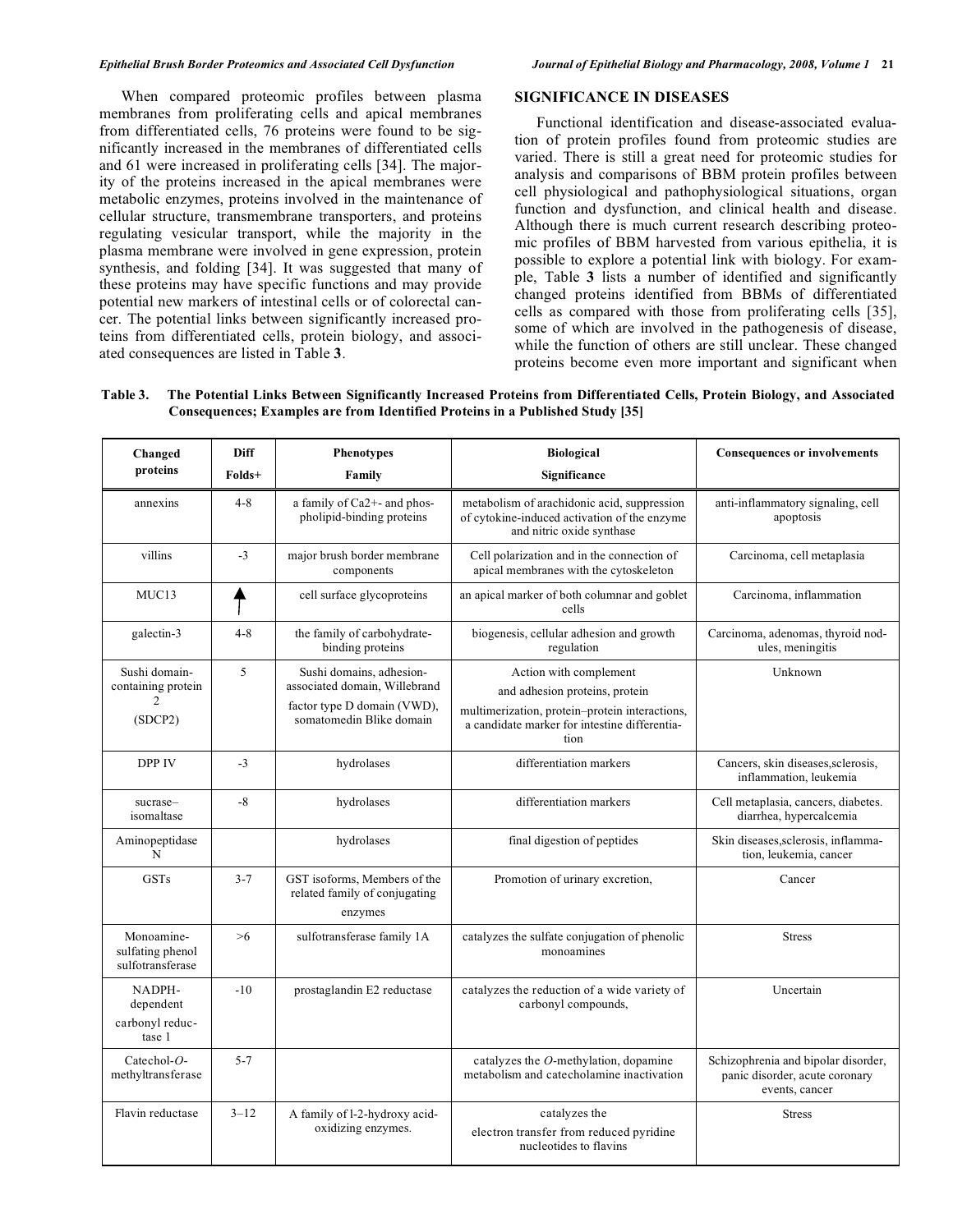When compared proteomic profiles between plasma membranes from proliferating cells and apical membranes from differentiated cells, 76 proteins were found to be significantly increased in the membranes of differentiated cells and 61 were increased in proliferating cells [34]. The majority of the proteins increased in the apical membranes were metabolic enzymes, proteins involved in the maintenance of cellular structure, transmembrane transporters, and proteins regulating vesicular transport, while the majority in the plasma membrane were involved in gene expression, protein synthesis, and folding [34]. It was suggested that many of these proteins may have specific functions and may provide potential new markers of intestinal cells or of colorectal cancer. The potential links between significantly increased proteins from differentiated cells, protein biology, and associated consequences are listed in Table **3**.

## SIGNIFICANCE IN DISEASES

Functional identification and disease-associated evaluation of protein profiles found from proteomic studies are varied. There is still a great need for proteomic studies for analysis and comparisons of BBM protein profiles between cell physiological and pathophysiological situations, organ function and dysfunction, and clinical health and disease. Although there is much current research describing proteomic profiles of BBM harvested from various epithelia, it is possible to explore a potential link with biology. For example, Table **3** lists a number of identified and significantly changed proteins identified from BBMs of differentiated cells as compared with those from proliferating cells [35], some of which are involved in the pathogenesis of disease, while the function of others are still unclear. These changed proteins become even more important and significant when

**Table 3. The Potential Links Between Significantly Increased Proteins from Differentiated Cells, Protein Biology, and Associated Consequences; Examples are from Identified Proteins in a Published Study [35]**

| Changed proteins | Diff Folds+ | Phenotypes Family | Biological Significance | Consequences or involvements |
|---|---|---|---|---|
| annexins | 4-8 | a family of Ca2+- and phospholipid-binding proteins | metabolism of arachidonic acid, suppression of cytokine-induced activation of the enzyme and nitric oxide synthase | anti-inflammatory signaling, cell apoptosis |
| villins | -3 | major brush border membrane components | Cell polarization and in the connection of apical membranes with the cytoskeleton | Carcinoma, cell metaplasia |
| MUC13 | ↑ | cell surface glycoproteins | an apical marker of both columnar and goblet cells | Carcinoma, inflammation |
| galectin-3 | 4-8 | the family of carbohydrate-binding proteins | biogenesis, cellular adhesion and growth regulation | Carcinoma, adenomas, thyroid nodules, meningitis |
| Sushi domain-containing protein 2 (SDCP2) | 5 | Sushi domains, adhesion-associated domain, Willebrand factor type D domain (VWD), somatomedin Blike domain | Action with complement and adhesion proteins, protein multimerization, protein–protein interactions, a candidate marker for intestine differentiation | Unknown |
| DPP IV | -3 | hydrolases | differentiation markers | Cancers, skin diseases,sclerosis, inflammation, leukemia |
| sucrase–isomaltase | -8 | hydrolases | differentiation markers | Cell metaplasia, cancers, diabetes. diarrhea, hypercalcemia |
| Aminopeptidase N | | hydrolases | final digestion of peptides | Skin diseases,sclerosis, inflammation, leukemia, cancer |
| GSTs | 3-7 | GST isoforms, Members of the related family of conjugating enzymes | Promotion of urinary excretion, | Cancer |
| Monoamine-sulfating phenol sulfotransferase | >6 | sulfotransferase family 1A | catalyzes the sulfate conjugation of phenolic monoamines | Stress |
| NADPH-dependent carbonyl reductase 1 | -10 | prostaglandin E2 reductase | catalyzes the reduction of a wide variety of carbonyl compounds, | Uncertain |
| Catechol-*O*-methyltransferase | 5-7 | | catalyzes the *O*-methylation, dopamine metabolism and catecholamine inactivation | Schizophrenia and bipolar disorder, panic disorder, acute coronary events, cancer |
| Flavin reductase | 3–12 | A family of l-2-hydroxy acid-oxidizing enzymes. | catalyzes the electron transfer from reduced pyridine nucleotides to flavins | Stress |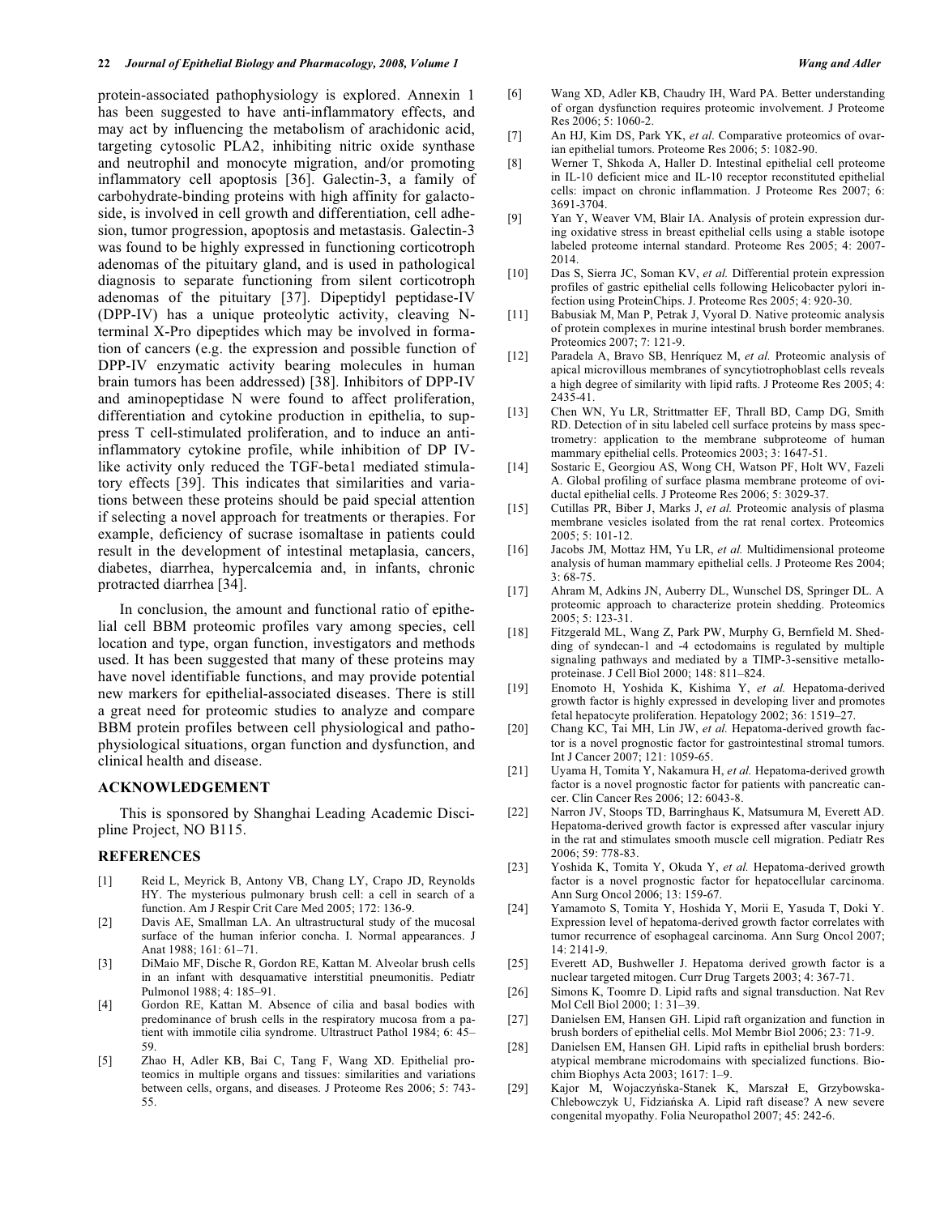protein-associated pathophysiology is explored. Annexin 1 has been suggested to have anti-inflammatory effects, and may act by influencing the metabolism of arachidonic acid, targeting cytosolic PLA2, inhibiting nitric oxide synthase and neutrophil and monocyte migration, and/or promoting inflammatory cell apoptosis [36]. Galectin-3, a family of carbohydrate-binding proteins with high affinity for galactoside, is involved in cell growth and differentiation, cell adhesion, tumor progression, apoptosis and metastasis. Galectin-3 was found to be highly expressed in functioning corticotroph adenomas of the pituitary gland, and is used in pathological diagnosis to separate functioning from silent corticotroph adenomas of the pituitary [37]. Dipeptidyl peptidase-IV (DPP-IV) has a unique proteolytic activity, cleaving N-terminal X-Pro dipeptides which may be involved in formation of cancers (e.g. the expression and possible function of DPP-IV enzymatic activity bearing molecules in human brain tumors has been addressed) [38]. Inhibitors of DPP-IV and aminopeptidase N were found to affect proliferation, differentiation and cytokine production in epithelia, to suppress T cell-stimulated proliferation, and to induce an anti-inflammatory cytokine profile, while inhibition of DP IV-like activity only reduced the TGF-beta1 mediated stimulatory effects [39]. This indicates that similarities and variations between these proteins should be paid special attention if selecting a novel approach for treatments or therapies. For example, deficiency of sucrase isomaltase in patients could result in the development of intestinal metaplasia, cancers, diabetes, diarrhea, hypercalcemia and, in infants, chronic protracted diarrhea [34].

In conclusion, the amount and functional ratio of epithelial cell BBM proteomic profiles vary among species, cell location and type, organ function, investigators and methods used. It has been suggested that many of these proteins may have novel identifiable functions, and may provide potential new markers for epithelial-associated diseases. There is still a great need for proteomic studies to analyze and compare BBM protein profiles between cell physiological and pathophysiological situations, organ function and dysfunction, and clinical health and disease.

## ACKNOWLEDGEMENT

This is sponsored by Shanghai Leading Academic Discipline Project, NO B115.

## REFERENCES

[1] Reid L, Meyrick B, Antony VB, Chang LY, Crapo JD, Reynolds HY. The mysterious pulmonary brush cell: a cell in search of a function. Am J Respir Crit Care Med 2005; 172: 136-9.

[2] Davis AE, Smallman LA. An ultrastructural study of the mucosal surface of the human inferior concha. I. Normal appearances. J Anat 1988; 161: 61–71.

[3] DiMaio MF, Dische R, Gordon RE, Kattan M. Alveolar brush cells in an infant with desquamative interstitial pneumonitis. Pediatr Pulmonol 1988; 4: 185–91.

[4] Gordon RE, Kattan M. Absence of cilia and basal bodies with predominance of brush cells in the respiratory mucosa from a patient with immotile cilia syndrome. Ultrastruct Pathol 1984; 6: 45–59.

[5] Zhao H, Adler KB, Bai C, Tang F, Wang XD. Epithelial proteomics in multiple organs and tissues: similarities and variations between cells, organs, and diseases. J Proteome Res 2006; 5: 743-55.

[6] Wang XD, Adler KB, Chaudry IH, Ward PA. Better understanding of organ dysfunction requires proteomic involvement. J Proteome Res 2006; 5: 1060-2.

[7] An HJ, Kim DS, Park YK, *et al.* Comparative proteomics of ovarian epithelial tumors. Proteome Res 2006; 5: 1082-90.

[8] Werner T, Shkoda A, Haller D. Intestinal epithelial cell proteome in IL-10 deficient mice and IL-10 receptor reconstituted epithelial cells: impact on chronic inflammation. J Proteome Res 2007; 6: 3691-3704.

[9] Yan Y, Weaver VM, Blair IA. Analysis of protein expression during oxidative stress in breast epithelial cells using a stable isotope labeled proteome internal standard. Proteome Res 2005; 4: 2007-2014.

[10] Das S, Sierra JC, Soman KV, *et al.* Differential protein expression profiles of gastric epithelial cells following Helicobacter pylori infection using ProteinChips. J. Proteome Res 2005; 4: 920-30.

[11] Babusiak M, Man P, Petrak J, Vyoral D. Native proteomic analysis of protein complexes in murine intestinal brush border membranes. Proteomics 2007; 7: 121-9.

[12] Paradela A, Bravo SB, Henríquez M, *et al.* Proteomic analysis of apical microvillous membranes of syncytiotrophoblast cells reveals a high degree of similarity with lipid rafts. J Proteome Res 2005; 4: 2435-41.

[13] Chen WN, Yu LR, Strittmatter EF, Thrall BD, Camp DG, Smith RD. Detection of in situ labeled cell surface proteins by mass spectrometry: application to the membrane subproteome of human mammary epithelial cells. Proteomics 2003; 3: 1647-51.

[14] Sostaric E, Georgiou AS, Wong CH, Watson PF, Holt WV, Fazeli A. Global profiling of surface plasma membrane proteome of oviductal epithelial cells. J Proteome Res 2006; 5: 3029-37.

[15] Cutillas PR, Biber J, Marks J, *et al.* Proteomic analysis of plasma membrane vesicles isolated from the rat renal cortex. Proteomics 2005; 5: 101-12.

[16] Jacobs JM, Mottaz HM, Yu LR, *et al.* Multidimensional proteome analysis of human mammary epithelial cells. J Proteome Res 2004; 3: 68-75.

[17] Ahram M, Adkins JN, Auberry DL, Wunschel DS, Springer DL. A proteomic approach to characterize protein shedding. Proteomics 2005; 5: 123-31.

[18] Fitzgerald ML, Wang Z, Park PW, Murphy G, Bernfield M. Shedding of syndecan-1 and -4 ectodomains is regulated by multiple signaling pathways and mediated by a TIMP-3-sensitive metalloproteinase. J Cell Biol 2000; 148: 811–824.

[19] Enomoto H, Yoshida K, Kishima Y, *et al.* Hepatoma-derived growth factor is highly expressed in developing liver and promotes fetal hepatocyte proliferation. Hepatology 2002; 36: 1519–27.

[20] Chang KC, Tai MH, Lin JW, *et al.* Hepatoma-derived growth factor is a novel prognostic factor for gastrointestinal stromal tumors. Int J Cancer 2007; 121: 1059-65.

[21] Uyama H, Tomita Y, Nakamura H, *et al.* Hepatoma-derived growth factor is a novel prognostic factor for patients with pancreatic cancer. Clin Cancer Res 2006; 12: 6043-8.

[22] Narron JV, Stoops TD, Barringhaus K, Matsumura M, Everett AD. Hepatoma-derived growth factor is expressed after vascular injury in the rat and stimulates smooth muscle cell migration. Pediatr Res 2006; 59: 778-83.

[23] Yoshida K, Tomita Y, Okuda Y, *et al.* Hepatoma-derived growth factor is a novel prognostic factor for hepatocellular carcinoma. Ann Surg Oncol 2006; 13: 159-67.

[24] Yamamoto S, Tomita Y, Hoshida Y, Morii E, Yasuda T, Doki Y. Expression level of hepatoma-derived growth factor correlates with tumor recurrence of esophageal carcinoma. Ann Surg Oncol 2007; 14: 2141-9.

[25] Everett AD, Bushweller J. Hepatoma derived growth factor is a nuclear targeted mitogen. Curr Drug Targets 2003; 4: 367-71.

[26] Simons K, Toomre D. Lipid rafts and signal transduction. Nat Rev Mol Cell Biol 2000; 1: 31–39.

[27] Danielsen EM, Hansen GH. Lipid raft organization and function in brush borders of epithelial cells. Mol Membr Biol 2006; 23: 71-9.

[28] Danielsen EM, Hansen GH. Lipid rafts in epithelial brush borders: atypical membrane microdomains with specialized functions. Biochim Biophys Acta 2003; 1617: 1–9.

[29] Kajor M, Wojaczyńska-Stanek K, Marszał E, Grzybowska-Chlebowczyk U, Fidziańska A. Lipid raft disease? A new severe congenital myopathy. Folia Neuropathol 2007; 45: 242-6.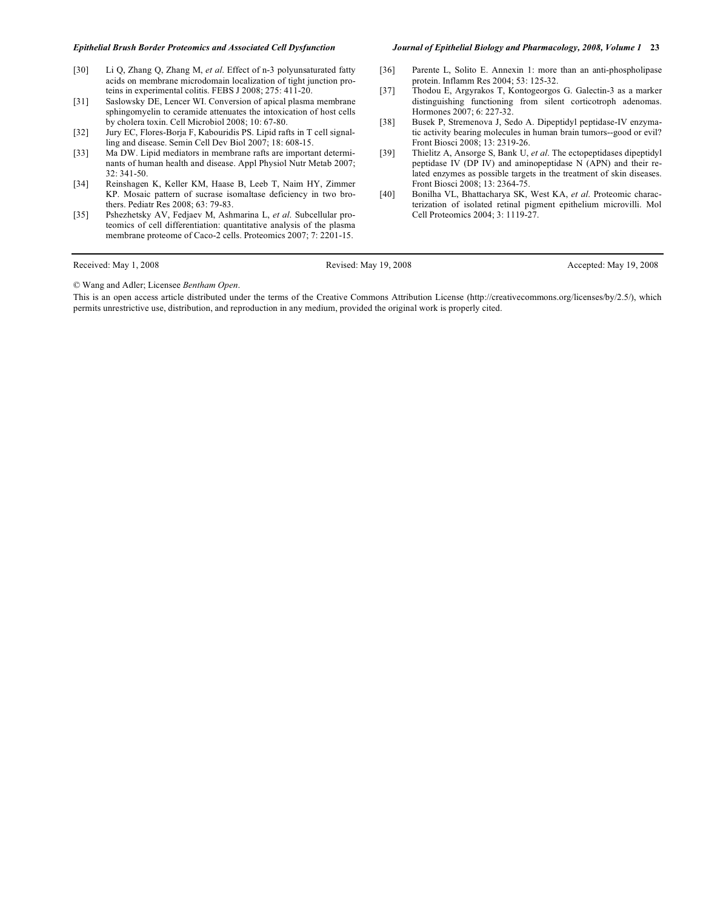[30] Li Q, Zhang Q, Zhang M, *et al*. Effect of n-3 polyunsaturated fatty acids on membrane microdomain localization of tight junction proteins in experimental colitis. FEBS J 2008; 275: 411-20.

[31] Saslowsky DE, Lencer WI. Conversion of apical plasma membrane sphingomyelin to ceramide attenuates the intoxication of host cells by cholera toxin. Cell Microbiol 2008; 10: 67-80.

[32] Jury EC, Flores-Borja F, Kabouridis PS. Lipid rafts in T cell signalling and disease. Semin Cell Dev Biol 2007; 18: 608-15.

[33] Ma DW. Lipid mediators in membrane rafts are important determinants of human health and disease. Appl Physiol Nutr Metab 2007; 32: 341-50.

[34] Reinshagen K, Keller KM, Haase B, Leeb T, Naim HY, Zimmer KP. Mosaic pattern of sucrase isomaltase deficiency in two brothers. Pediatr Res 2008; 63: 79-83.

[35] Pshezhetsky AV, Fedjaev M, Ashmarina L, *et al*. Subcellular proteomics of cell differentiation: quantitative analysis of the plasma membrane proteome of Caco-2 cells. Proteomics 2007; 7: 2201-15.

[36] Parente L, Solito E. Annexin 1: more than an anti-phospholipase protein. Inflamm Res 2004; 53: 125-32.

[37] Thodou E, Argyrakos T, Kontogeorgos G. Galectin-3 as a marker distinguishing functioning from silent corticotroph adenomas. Hormones 2007; 6: 227-32.

[38] Busek P, Stremenova J, Sedo A. Dipeptidyl peptidase-IV enzymatic activity bearing molecules in human brain tumors--good or evil? Front Biosci 2008; 13: 2319-26.

[39] Thielitz A, Ansorge S, Bank U, *et al*. The ectopeptidases dipeptidyl peptidase IV (DP IV) and aminopeptidase N (APN) and their related enzymes as possible targets in the treatment of skin diseases. Front Biosci 2008; 13: 2364-75.

[40] Bonilha VL, Bhattacharya SK, West KA, *et al*. Proteomic characterization of isolated retinal pigment epithelium microvilli. Mol Cell Proteomics 2004; 3: 1119-27.

---

Received: May 1, 2008 Revised: May 19, 2008 Accepted: May 19, 2008

© Wang and Adler; Licensee *Bentham Open*.

This is an open access article distributed under the terms of the Creative Commons Attribution License (http://creativecommons.org/licenses/by/2.5/), which permits unrestrictive use, distribution, and reproduction in any medium, provided the original work is properly cited.